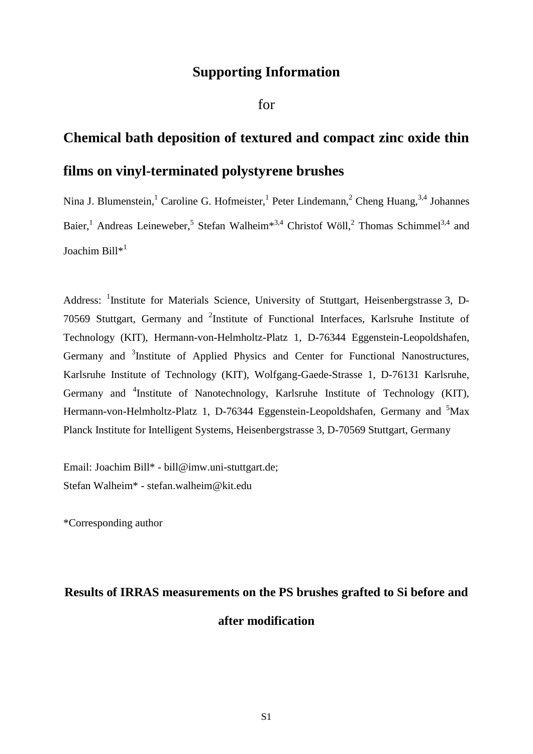# Supporting Information

for

# Chemical bath deposition of textured and compact zinc oxide thin films on vinyl-terminated polystyrene brushes

Nina J. Blumenstein,[1] Caroline G. Hofmeister,[1] Peter Lindemann,[2] Cheng Huang,[3,4] Johannes Baier,[1] Andreas Leineweber,[5] Stefan Walheim*[3,4] Christof Wöll,[2] Thomas Schimmel[3,4] and Joachim Bill*[1]

Address: [1]Institute for Materials Science, University of Stuttgart, Heisenbergstrasse 3, D-70569 Stuttgart, Germany and [2]Institute of Functional Interfaces, Karlsruhe Institute of Technology (KIT), Hermann-von-Helmholtz-Platz 1, D-76344 Eggenstein-Leopoldshafen, Germany and [3]Institute of Applied Physics and Center for Functional Nanostructures, Karlsruhe Institute of Technology (KIT), Wolfgang-Gaede-Strasse 1, D-76131 Karlsruhe, Germany and [4]Institute of Nanotechnology, Karlsruhe Institute of Technology (KIT), Hermann-von-Helmholtz-Platz 1, D-76344 Eggenstein-Leopoldshafen, Germany and [5]Max Planck Institute for Intelligent Systems, Heisenbergstrasse 3, D-70569 Stuttgart, Germany

Email: Joachim Bill* - bill@imw.uni-stuttgart.de;
Stefan Walheim* - stefan.walheim@kit.edu

*Corresponding author

## Results of IRRAS measurements on the PS brushes grafted to Si before and after modification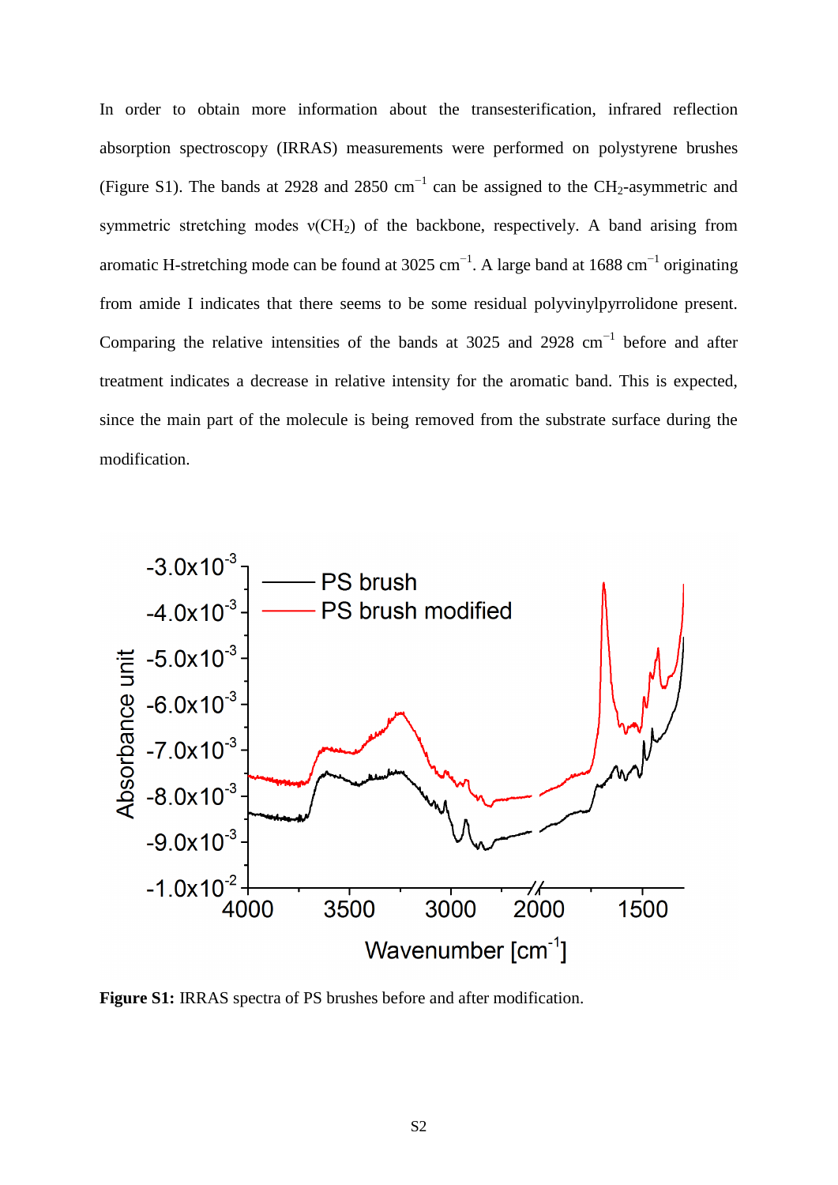In order to obtain more information about the transesterification, infrared reflection absorption spectroscopy (IRRAS) measurements were performed on polystyrene brushes (Figure S1). The bands at 2928 and 2850 cm$^{-1}$ can be assigned to the $CH_2$-asymmetric and symmetric stretching modes $\nu(CH_2)$ of the backbone, respectively. A band arising from aromatic H-stretching mode can be found at 3025 cm$^{-1}$. A large band at 1688 cm$^{-1}$ originating from amide I indicates that there seems to be some residual polyvinylpyrrolidone present. Comparing the relative intensities of the bands at 3025 and 2928 cm$^{-1}$ before and after treatment indicates a decrease in relative intensity for the aromatic band. This is expected, since the main part of the molecule is being removed from the substrate surface during the modification.

Absorbance unit

-3.0x10$^{-3}$
-4.0x10$^{-3}$
-5.0x10$^{-3}$
-6.0x10$^{-3}$
-7.0x10$^{-3}$
-8.0x10$^{-3}$
-9.0x10$^{-3}$
-1.0x10$^{-2}$

PS brush
PS brush modified

4000 3500 3000 2000 1500

Wavenumber [cm$^{-1}$]

**Figure S1:** IRRAS spectra of PS brushes before and after modification.